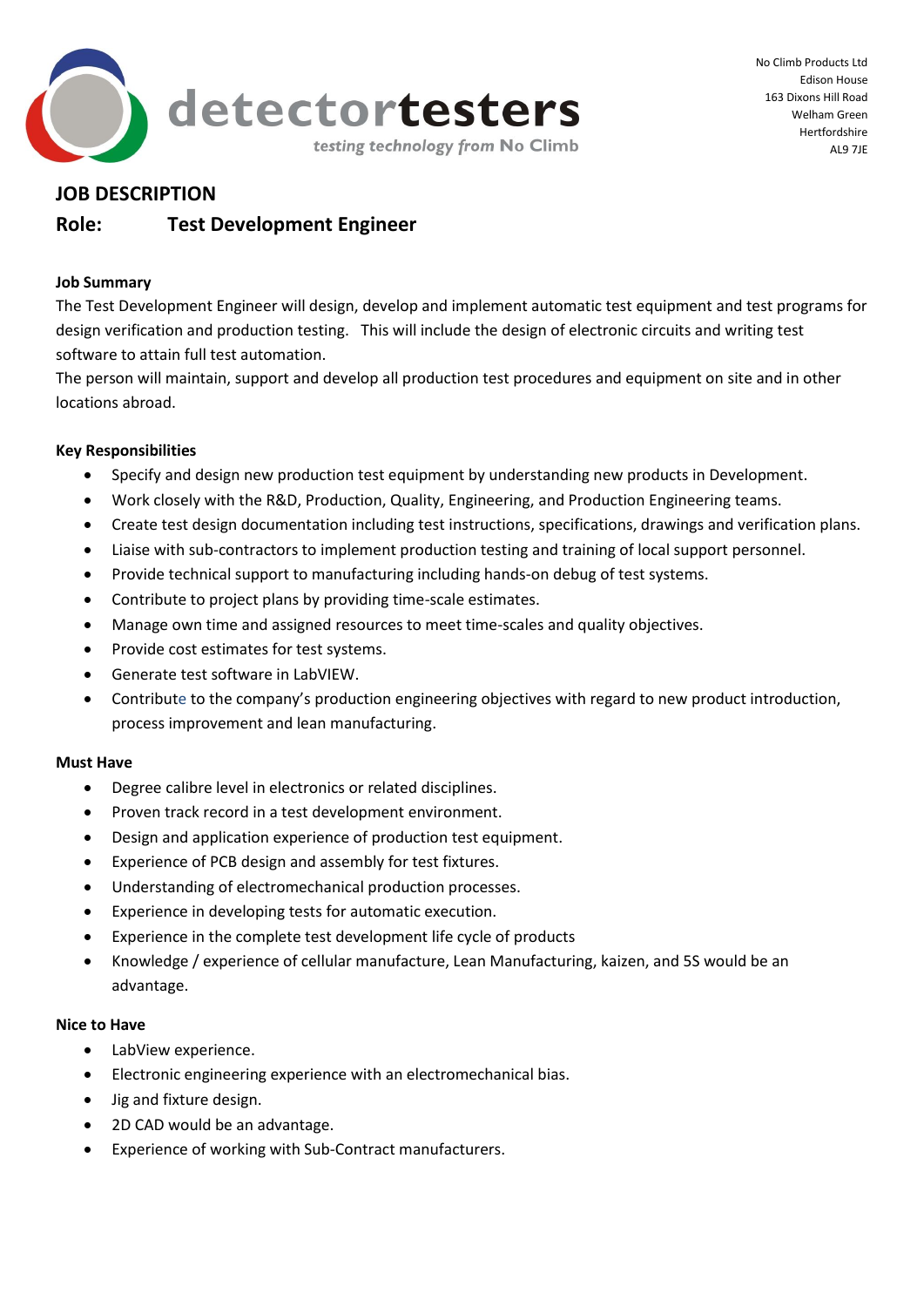detectortesters

*testing technology from No Climb*

No Climb Products Ltd
Edison House
163 Dixons Hill Road
Welham Green
Hertfordshire
AL9 7JE

# JOB DESCRIPTION

## Role: Test Development Engineer

**Job Summary**

The Test Development Engineer will design, develop and implement automatic test equipment and test programs for design verification and production testing. This will include the design of electronic circuits and writing test software to attain full test automation.

The person will maintain, support and develop all production test procedures and equipment on site and in other locations abroad.

**Key Responsibilities**

- Specify and design new production test equipment by understanding new products in Development.
- Work closely with the R&D, Production, Quality, Engineering, and Production Engineering teams.
- Create test design documentation including test instructions, specifications, drawings and verification plans.
- Liaise with sub-contractors to implement production testing and training of local support personnel.
- Provide technical support to manufacturing including hands-on debug of test systems.
- Contribute to project plans by providing time-scale estimates.
- Manage own time and assigned resources to meet time-scales and quality objectives.
- Provide cost estimates for test systems.
- Generate test software in LabVIEW.
- Contribute to the company's production engineering objectives with regard to new product introduction, process improvement and lean manufacturing.

**Must Have**

- Degree calibre level in electronics or related disciplines.
- Proven track record in a test development environment.
- Design and application experience of production test equipment.
- Experience of PCB design and assembly for test fixtures.
- Understanding of electromechanical production processes.
- Experience in developing tests for automatic execution.
- Experience in the complete test development life cycle of products
- Knowledge / experience of cellular manufacture, Lean Manufacturing, kaizen, and 5S would be an advantage.

**Nice to Have**

- LabView experience.
- Electronic engineering experience with an electromechanical bias.
- Jig and fixture design.
- 2D CAD would be an advantage.
- Experience of working with Sub-Contract manufacturers.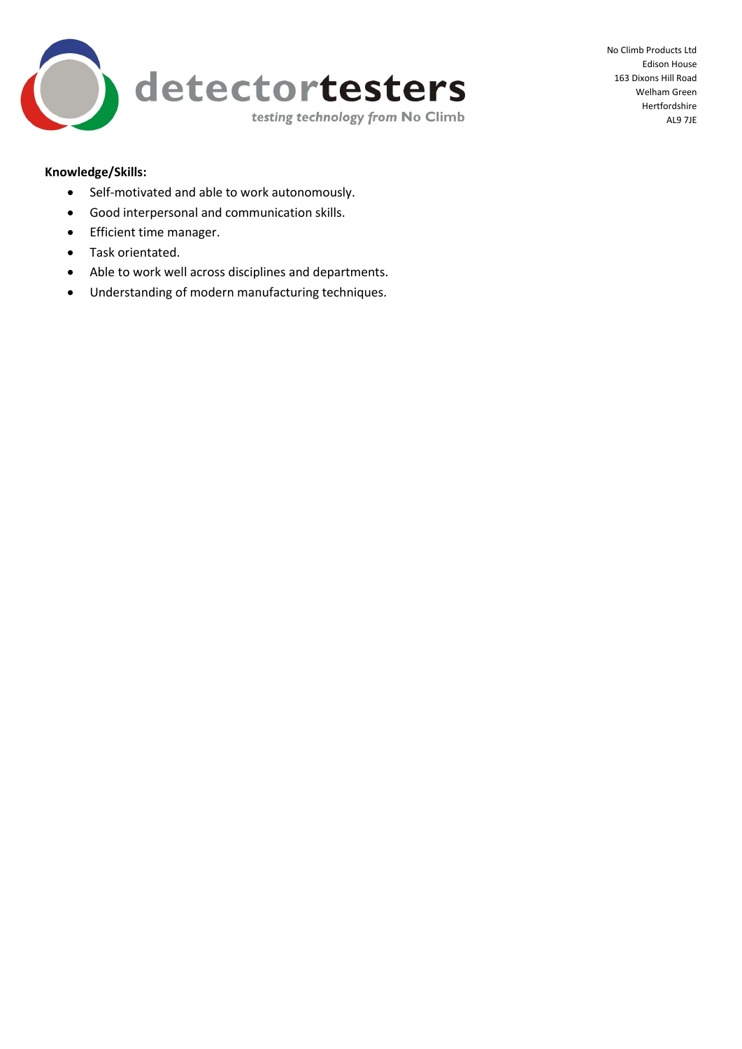**Knowledge/Skills:**

- Self-motivated and able to work autonomously.
- Good interpersonal and communication skills.
- Efficient time manager.
- Task orientated.
- Able to work well across disciplines and departments.
- Understanding of modern manufacturing techniques.